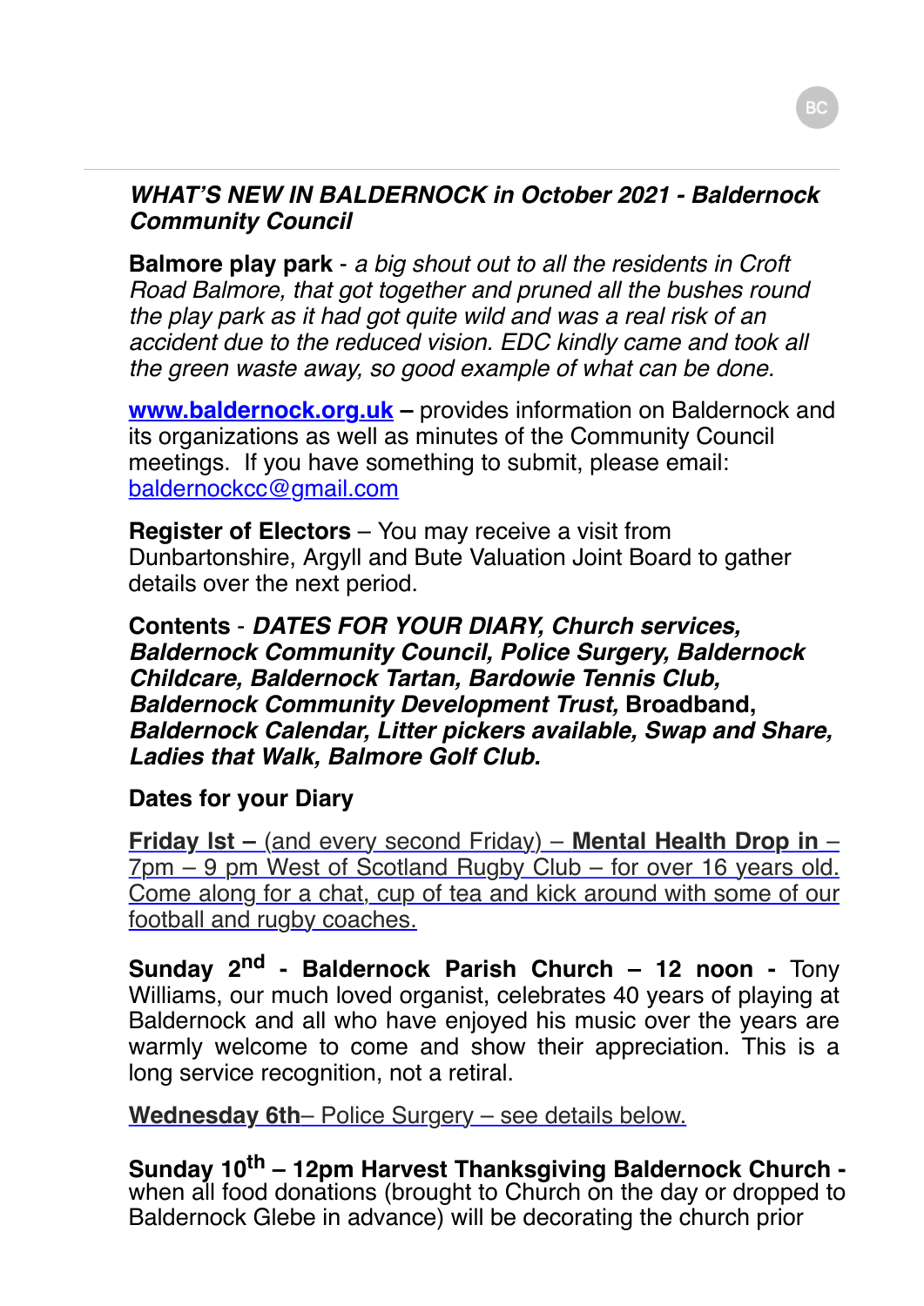***WHAT'S NEW IN BALDERNOCK in October 2021 - Baldernock Community Council***

**Balmore play park** - *a big shout out to all the residents in Croft Road Balmore, that got together and pruned all the bushes round the play park as it had got quite wild and was a real risk of an accident due to the reduced vision. EDC kindly came and took all the green waste away, so good example of what can be done.*

**[www.baldernock.org.uk](http://www.baldernock.org.uk) –** provides information on Baldernock and its organizations as well as minutes of the Community Council meetings. If you have something to submit, please email: baldernockcc@gmail.com

**Register of Electors** – You may receive a visit from Dunbartonshire, Argyll and Bute Valuation Joint Board to gather details over the next period.

**Contents** - ***DATES FOR YOUR DIARY, Church services, Baldernock Community Council, Police Surgery, Baldernock Childcare, Baldernock Tartan, Bardowie Tennis Club, Baldernock Community Development Trust,*** **Broadband,** ***Baldernock Calendar, Litter pickers available, Swap and Share, Ladies that Walk, Balmore Golf Club.***

**Dates for your Diary**

**Friday Ist –** (and every second Friday) – **Mental Health Drop in** – 7pm – 9 pm West of Scotland Rugby Club – for over 16 years old. Come along for a chat, cup of tea and kick around with some of our football and rugby coaches.

**Sunday 2nd - Baldernock Parish Church – 12 noon -** Tony Williams, our much loved organist, celebrates 40 years of playing at Baldernock and all who have enjoyed his music over the years are warmly welcome to come and show their appreciation. This is a long service recognition, not a retiral.

**Wednesday 6th**– Police Surgery – see details below.

**Sunday 10th – 12pm Harvest Thanksgiving Baldernock Church -** when all food donations (brought to Church on the day or dropped to Baldernock Glebe in advance) will be decorating the church prior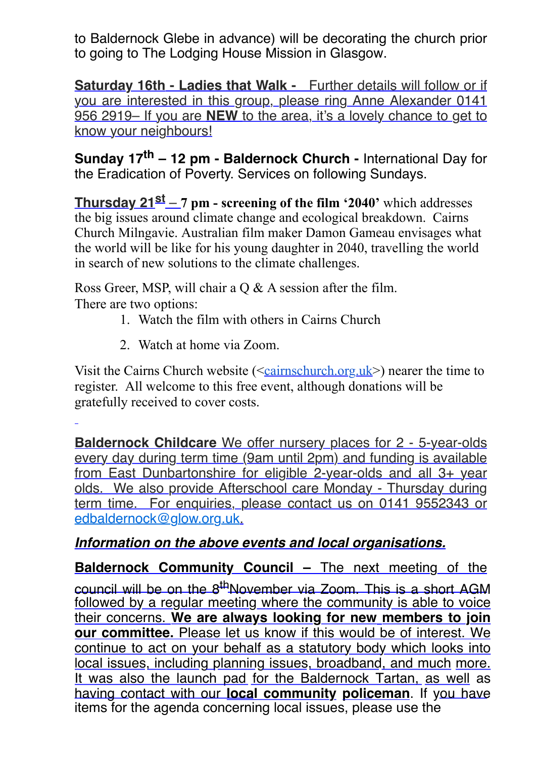to Baldernock Glebe in advance) will be decorating the church prior to going to The Lodging House Mission in Glasgow.

**Saturday 16th - Ladies that Walk -** Further details will follow or if you are interested in this group, please ring Anne Alexander 0141 956 2919– If you are **NEW** to the area, it's a lovely chance to get to know your neighbours!

**Sunday 17th – 12 pm - Baldernock Church -** International Day for the Eradication of Poverty. Services on following Sundays.

**Thursday 21st – 7 pm - screening of the film '2040'** which addresses the big issues around climate change and ecological breakdown. Cairns Church Milngavie. Australian film maker Damon Gameau envisages what the world will be like for his young daughter in 2040, travelling the world in search of new solutions to the climate challenges.

Ross Greer, MSP, will chair a Q & A session after the film.
There are two options:

1. Watch the film with others in Cairns Church
2. Watch at home via Zoom.

Visit the Cairns Church website (<cairnschurch.org.uk>) nearer the time to register. All welcome to this free event, although donations will be gratefully received to cover costs.

**Baldernock Childcare** We offer nursery places for 2 - 5-year-olds every day during term time (9am until 2pm) and funding is available from East Dunbartonshire for eligible 2-year-olds and all 3+ year olds. We also provide Afterschool care Monday - Thursday during term time. For enquiries, please contact us on 0141 9552343 or edbaldernock@glow.org.uk.

***Information on the above events and local organisations.***

**Baldernock Community Council –** The next meeting of the council will be on the 8th November via Zoom. This is a short AGM followed by a regular meeting where the community is able to voice their concerns. **We are always looking for new members to join our committee.** Please let us know if this would be of interest. We continue to act on your behalf as a statutory body which looks into local issues, including planning issues, broadband, and much more. It was also the launch pad for the Baldernock Tartan, as well as having contact with our **local community policeman**. If you have items for the agenda concerning local issues, please use the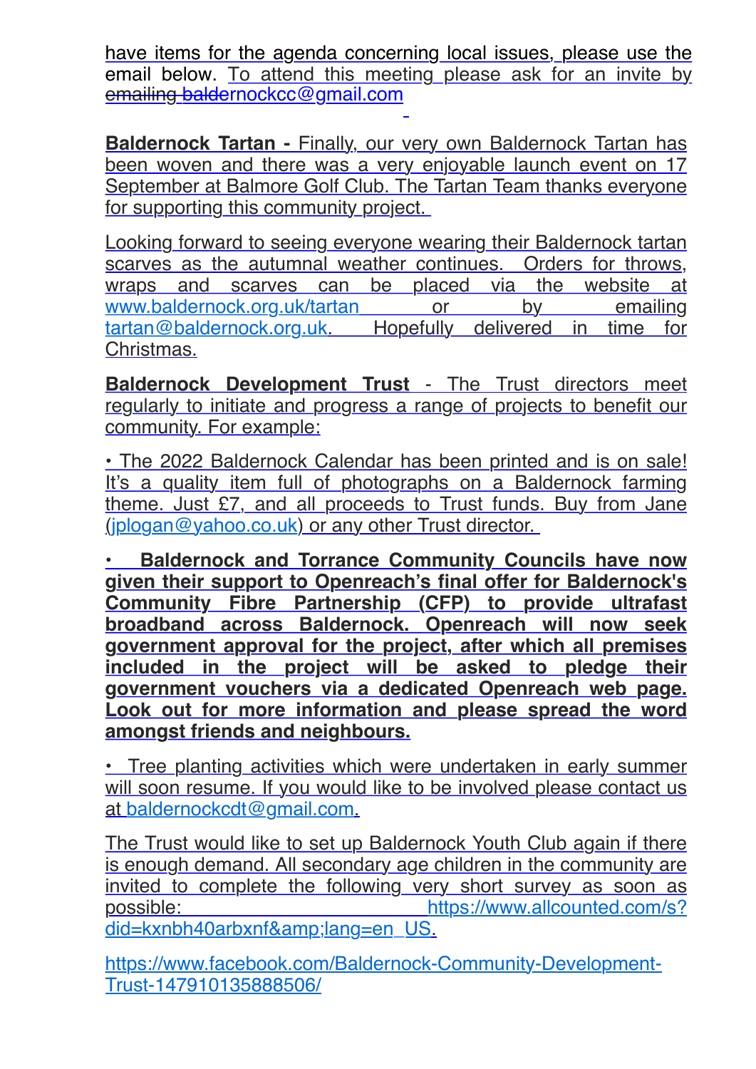have items for the agenda concerning local issues, please use the email below. To attend this meeting please ask for an invite by emailing baldernockcc@gmail.com

**Baldernock Tartan -** Finally, our very own Baldernock Tartan has been woven and there was a very enjoyable launch event on 17 September at Balmore Golf Club. The Tartan Team thanks everyone for supporting this community project.

Looking forward to seeing everyone wearing their Baldernock tartan scarves as the autumnal weather continues. Orders for throws, wraps and scarves can be placed via the website at www.baldernock.org.uk/tartan or by emailing tartan@baldernock.org.uk. Hopefully delivered in time for Christmas.

**Baldernock Development Trust** - The Trust directors meet regularly to initiate and progress a range of projects to benefit our community. For example:

• The 2022 Baldernock Calendar has been printed and is on sale! It's a quality item full of photographs on a Baldernock farming theme. Just £7, and all proceeds to Trust funds. Buy from Jane (jplogan@yahoo.co.uk) or any other Trust director.

**• Baldernock and Torrance Community Councils have now given their support to Openreach's final offer for Baldernock's Community Fibre Partnership (CFP) to provide ultrafast broadband across Baldernock. Openreach will now seek government approval for the project, after which all premises included in the project will be asked to pledge their government vouchers via a dedicated Openreach web page. Look out for more information and please spread the word amongst friends and neighbours.**

• Tree planting activities which were undertaken in early summer will soon resume. If you would like to be involved please contact us at baldernockcdt@gmail.com.

The Trust would like to set up Baldernock Youth Club again if there is enough demand. All secondary age children in the community are invited to complete the following very short survey as soon as possible: https://www.allcounted.com/s?did=kxnbh40arbxnf&amp;lang=en_US.

https://www.facebook.com/Baldernock-Community-Development-Trust-147910135888506/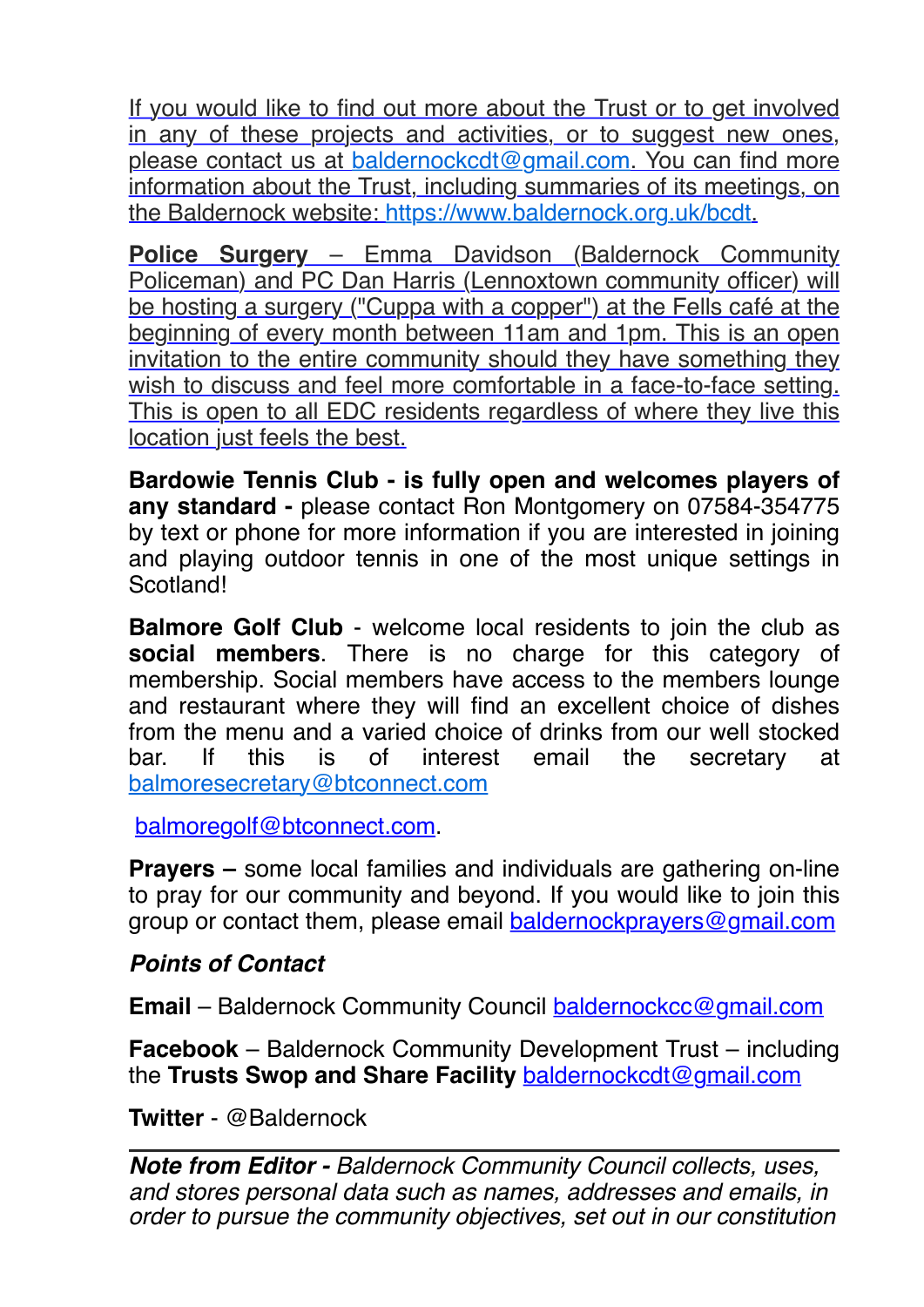If you would like to find out more about the Trust or to get involved in any of these projects and activities, or to suggest new ones, please contact us at baldernockcdt@gmail.com. You can find more information about the Trust, including summaries of its meetings, on the Baldernock website: https://www.baldernock.org.uk/bcdt.

**Police Surgery** – Emma Davidson (Baldernock Community Policeman) and PC Dan Harris (Lennoxtown community officer) will be hosting a surgery ("Cuppa with a copper") at the Fells café at the beginning of every month between 11am and 1pm. This is an open invitation to the entire community should they have something they wish to discuss and feel more comfortable in a face-to-face setting. This is open to all EDC residents regardless of where they live this location just feels the best.

**Bardowie Tennis Club - is fully open and welcomes players of any standard -** please contact Ron Montgomery on 07584-354775 by text or phone for more information if you are interested in joining and playing outdoor tennis in one of the most unique settings in Scotland!

**Balmore Golf Club** - welcome local residents to join the club as **social members**. There is no charge for this category of membership. Social members have access to the members lounge and restaurant where they will find an excellent choice of dishes from the menu and a varied choice of drinks from our well stocked bar. If this is of interest email the secretary at balmoresecretary@btconnect.com

balmoregolf@btconnect.com.

**Prayers –** some local families and individuals are gathering on-line to pray for our community and beyond. If you would like to join this group or contact them, please email baldernockprayers@gmail.com

***Points of Contact***

**Email** – Baldernock Community Council baldernockcc@gmail.com

**Facebook** – Baldernock Community Development Trust – including the **Trusts Swop and Share Facility** baldernockcdt@gmail.com

**Twitter** - @Baldernock

---

***Note from Editor -*** *Baldernock Community Council collects, uses, and stores personal data such as names, addresses and emails, in order to pursue the community objectives, set out in our constitution*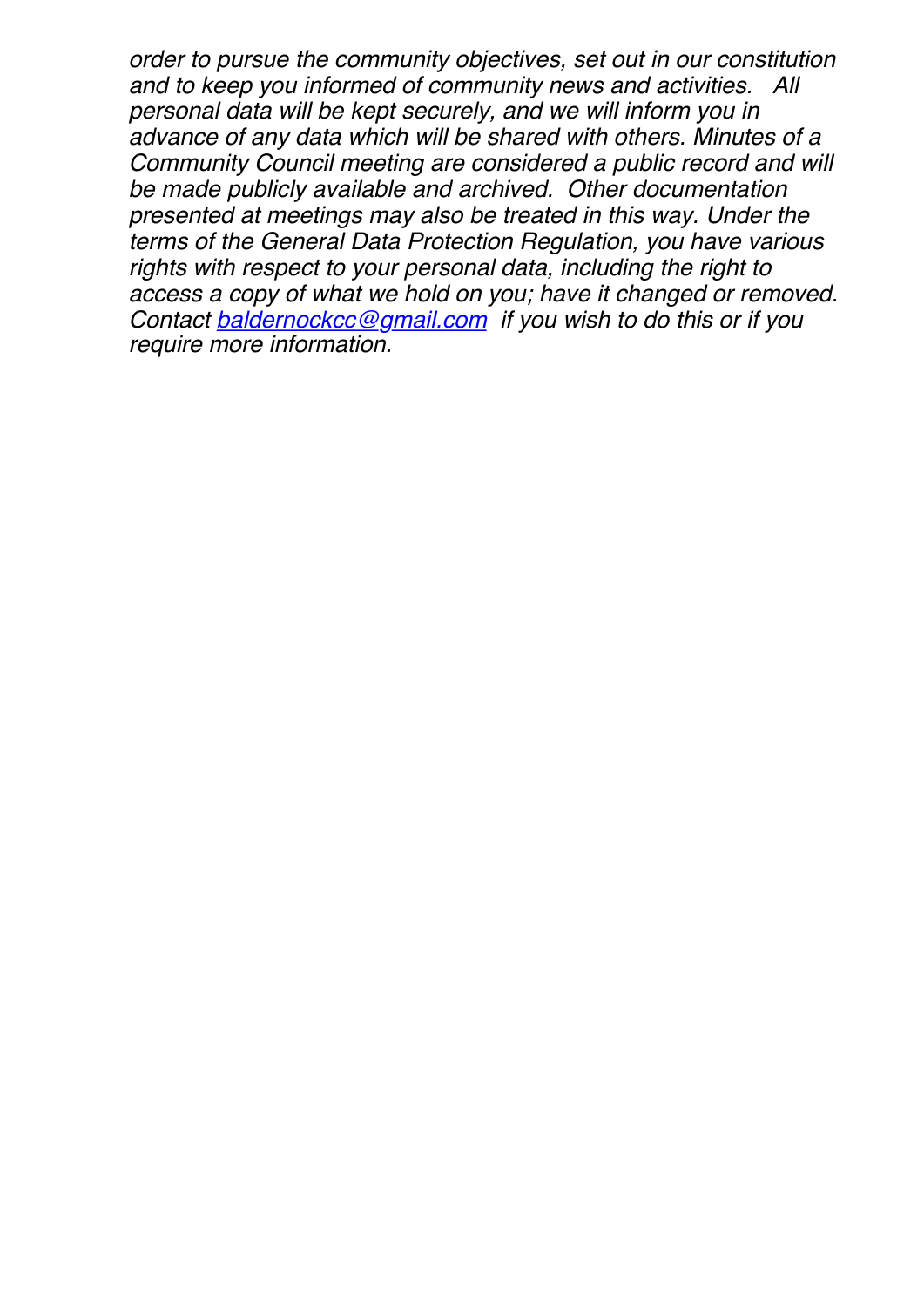*order to pursue the community objectives, set out in our constitution and to keep you informed of community news and activities. All personal data will be kept securely, and we will inform you in advance of any data which will be shared with others. Minutes of a Community Council meeting are considered a public record and will be made publicly available and archived. Other documentation presented at meetings may also be treated in this way. Under the terms of the General Data Protection Regulation, you have various rights with respect to your personal data, including the right to access a copy of what we hold on you; have it changed or removed. Contact [baldernockcc@gmail.com](mailto:baldernockcc@gmail.com) if you wish to do this or if you require more information.*